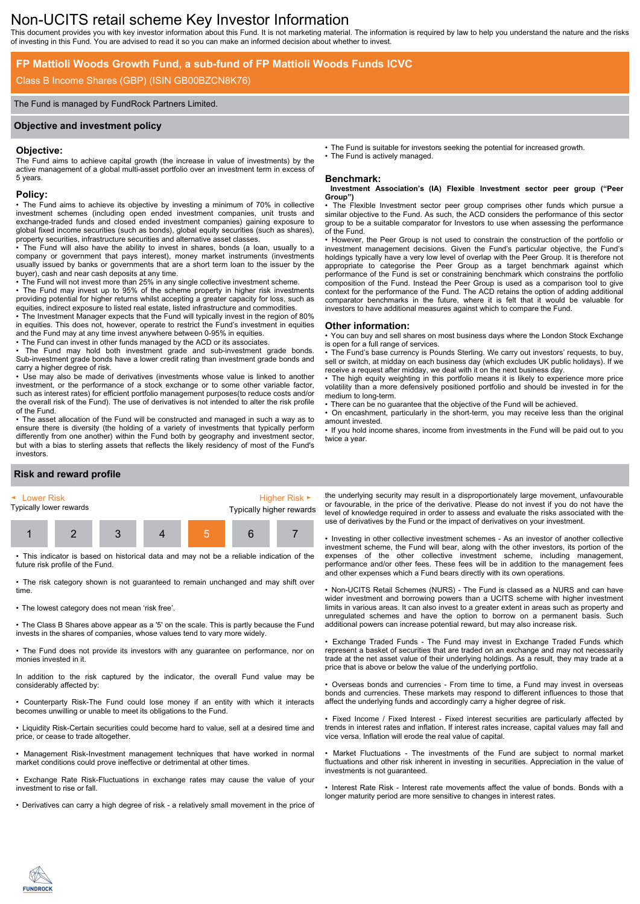# Non-UCITS retail scheme Key Investor Information

This document provides you with key investor information about this Fund. It is not marketing material. The information is required by law to help you understand the nature and the risks of investing in this Fund. You are advised to read it so you can make an informed decision about whether to invest.

## FP Mattioli Woods Growth Fund, a sub-fund of FP Mattioli Woods Funds ICVC

Class B Income Shares (GBP) (ISIN GB00BZCN8K76)

The Fund is managed by FundRock Partners Limited.

## Objective and investment policy

### Objective:

The Fund aims to achieve capital growth (the increase in value of investments) by the active management of a global multi-asset portfolio over an investment term in excess of 5 years.

### Policy:

- The Fund aims to achieve its objective by investing a minimum of 70% in collective investment schemes (including open ended investment companies, unit trusts and exchange-traded funds and closed ended investment companies) gaining exposure to global fixed income securities (such as bonds), global equity securities (such as shares), property securities, infrastructure securities and alternative asset classes.
- The Fund will also have the ability to invest in shares, bonds (a loan, usually to a company or government that pays interest), money market instruments (investments usually issued by banks or governments that are a short term loan to the issuer by the buyer), cash and near cash deposits at any time.
- The Fund will not invest more than 25% in any single collective investment scheme.
- The Fund may invest up to 95% of the scheme property in higher risk investments providing potential for higher returns whilst accepting a greater capacity for loss, such as equities, indirect exposure to listed real estate, listed infrastructure and commodities.
- The Investment Manager expects that the Fund will typically invest in the region of 80% in equities. This does not, however, operate to restrict the Fund's investment in equities and the Fund may at any time invest anywhere between 0-95% in equities.
- The Fund can invest in other funds managed by the ACD or its associates.
- The Fund may hold both investment grade and sub-investment grade bonds. Sub-investment grade bonds have a lower credit rating than investment grade bonds and carry a higher degree of risk.
- Use may also be made of derivatives (investments whose value is linked to another investment, or the performance of a stock exchange or to some other variable factor, such as interest rates) for efficient portfolio management purposes(to reduce costs and/or the overall risk of the Fund). The use of derivatives is not intended to alter the risk profile of the Fund.
- The asset allocation of the Fund will be constructed and managed in such a way as to ensure there is diversity (the holding of a variety of investments that typically perform differently from one another) within the Fund both by geography and investment sector, but with a bias to sterling assets that reflects the likely residency of most of the Fund's investors.
- The Fund is suitable for investors seeking the potential for increased growth.
- The Fund is actively managed.

### Benchmark:

**Investment Association's (IA) Flexible Investment sector peer group ("Peer Group")**

- The Flexible Investment sector peer group comprises other funds which pursue a similar objective to the Fund. As such, the ACD considers the performance of this sector group to be a suitable comparator for Investors to use when assessing the performance of the Fund.
- However, the Peer Group is not used to constrain the construction of the portfolio or investment management decisions. Given the Fund's particular objective, the Fund's holdings typically have a very low level of overlap with the Peer Group. It is therefore not appropriate to categorise the Peer Group as a target benchmark against which performance of the Fund is set or constraining benchmark which constrains the portfolio composition of the Fund. Instead the Peer Group is used as a comparison tool to give context for the performance of the Fund. The ACD retains the option of adding additional comparator benchmarks in the future, where it is felt that it would be valuable for investors to have additional measures against which to compare the Fund.

### Other information:

- You can buy and sell shares on most business days where the London Stock Exchange is open for a full range of services.
- The Fund's base currency is Pounds Sterling. We carry out investors' requests, to buy, sell or switch, at midday on each business day (which excludes UK public holidays). If we receive a request after midday, we deal with it on the next business day.
- The high equity weighting in this portfolio means it is likely to experience more price volatility than a more defensively positioned portfolio and should be invested in for the medium to long-term.
- There can be no guarantee that the objective of the Fund will be achieved.
- On encashment, particularly in the short-term, you may receive less than the original amount invested.
- If you hold income shares, income from investments in the Fund will be paid out to you twice a year.

## Risk and reward profile

| ◄ Lower Risk | | | | | | Higher Risk ► |
|---|---|---|---|---|---|---|
| Typically lower rewards | | | | | | Typically higher rewards |
| 1 | 2 | 3 | 4 | **5** | 6 | 7 |

- This indicator is based on historical data and may not be a reliable indication of the future risk profile of the Fund.
- The risk category shown is not guaranteed to remain unchanged and may shift over time.
- The lowest category does not mean 'risk free'.
- The Class B Shares above appear as a '5' on the scale. This is partly because the Fund invests in the shares of companies, whose values tend to vary more widely.
- The Fund does not provide its investors with any guarantee on performance, nor on monies invested in it.

In addition to the risk captured by the indicator, the overall Fund value may be considerably affected by:

- Counterparty Risk-The Fund could lose money if an entity with which it interacts becomes unwilling or unable to meet its obligations to the Fund.
- Liquidity Risk-Certain securities could become hard to value, sell at a desired time and price, or cease to trade altogether.
- Management Risk-Investment management techniques that have worked in normal market conditions could prove ineffective or detrimental at other times.
- Exchange Rate Risk-Fluctuations in exchange rates may cause the value of your investment to rise or fall.
- Derivatives can carry a high degree of risk - a relatively small movement in the price of the underlying security may result in a disproportionately large movement, unfavourable or favourable, in the price of the derivative. Please do not invest if you do not have the level of knowledge required in order to assess and evaluate the risks associated with the use of derivatives by the Fund or the impact of derivatives on your investment.
- Investing in other collective investment schemes - As an investor of another collective investment scheme, the Fund will bear, along with the other investors, its portion of the expenses of the other collective investment scheme, including management, performance and/or other fees. These fees will be in addition to the management fees and other expenses which a Fund bears directly with its own operations.
- Non-UCITS Retail Schemes (NURS) - The Fund is classed as a NURS and can have wider investment and borrowing powers than a UCITS scheme with higher investment limits in various areas. It can also invest to a greater extent in areas such as property and unregulated schemes and have the option to borrow on a permanent basis. Such additional powers can increase potential reward, but may also increase risk.
- Exchange Traded Funds - The Fund may invest in Exchange Traded Funds which represent a basket of securities that are traded on an exchange and may not necessarily trade at the net asset value of their underlying holdings. As a result, they may trade at a price that is above or below the value of the underlying portfolio.
- Overseas bonds and currencies - From time to time, a Fund may invest in overseas bonds and currencies. These markets may respond to different influences to those that affect the underlying funds and accordingly carry a higher degree of risk.
- Fixed Income / Fixed Interest - Fixed interest securities are particularly affected by trends in interest rates and inflation. If interest rates increase, capital values may fall and vice versa. Inflation will erode the real value of capital.
- Market Fluctuations - The investments of the Fund are subject to normal market fluctuations and other risk inherent in investing in securities. Appreciation in the value of investments is not guaranteed.
- Interest Rate Risk - Interest rate movements affect the value of bonds. Bonds with a longer maturity period are more sensitive to changes in interest rates.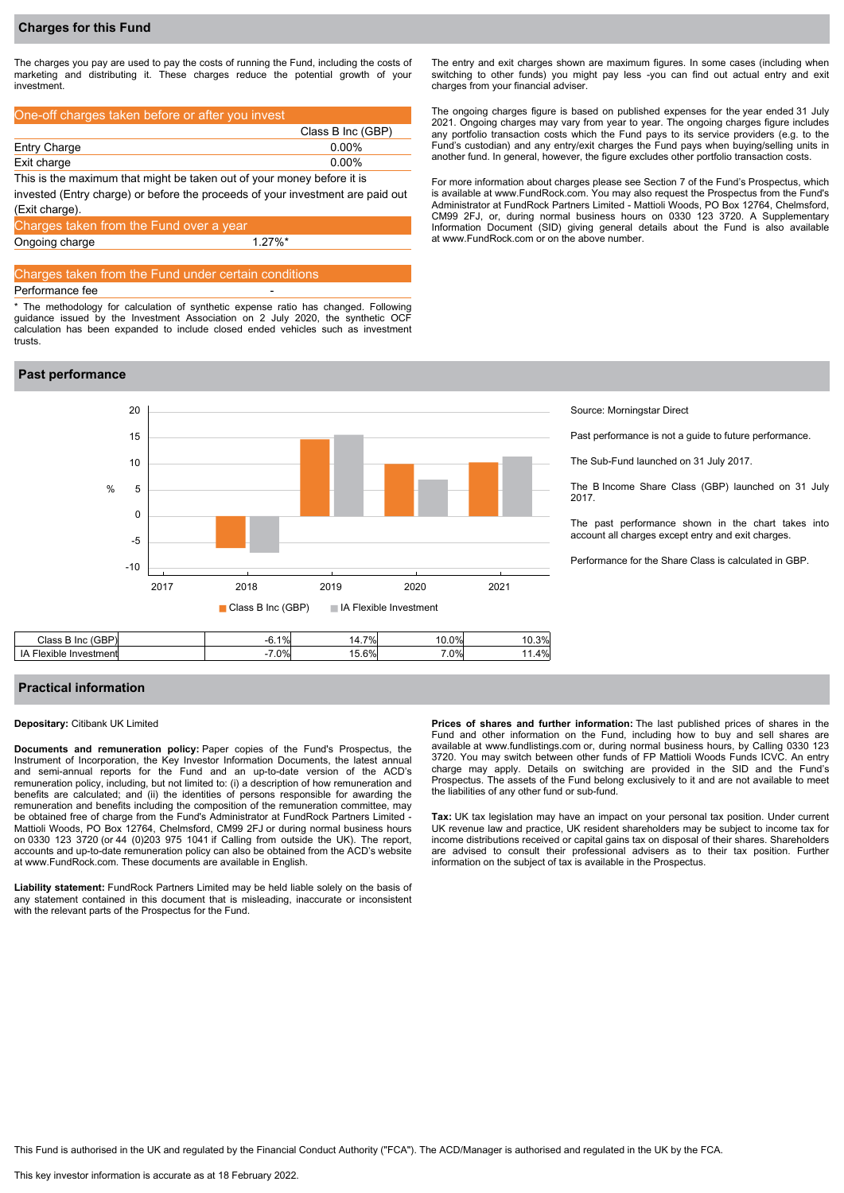## Charges for this Fund

The charges you pay are used to pay the costs of running the Fund, including the costs of marketing and distributing it. These charges reduce the potential growth of your investment.

| One-off charges taken before or after you invest | |
|---|---|
| | Class B Inc (GBP) |
| Entry Charge | 0.00% |
| Exit charge | 0.00% |

This is the maximum that might be taken out of your money before it is invested (Entry charge) or before the proceeds of your investment are paid out (Exit charge).

| Charges taken from the Fund over a year | |
|---|---|
| Ongoing charge | 1.27%* |

| Charges taken from the Fund under certain conditions | |
|---|---|
| Performance fee | - |

* The methodology for calculation of synthetic expense ratio has changed. Following guidance issued by the Investment Association on 2 July 2020, the synthetic OCF calculation has been expanded to include closed ended vehicles such as investment trusts.

The entry and exit charges shown are maximum figures. In some cases (including when switching to other funds) you might pay less -you can find out actual entry and exit charges from your financial adviser.

The ongoing charges figure is based on published expenses for the year ended 31 July 2021. Ongoing charges may vary from year to year. The ongoing charges figure includes any portfolio transaction costs which the Fund pays to its service providers (e.g. to the Fund's custodian) and any entry/exit charges the Fund pays when buying/selling units in another fund. In general, however, the figure excludes other portfolio transaction costs.

For more information about charges please see Section 7 of the Fund's Prospectus, which is available at www.FundRock.com. You may also request the Prospectus from the Fund's Administrator at FundRock Partners Limited - Mattioli Woods, PO Box 12764, Chelmsford, CM99 2FJ, or, during normal business hours on 0330 123 3720. A Supplementary Information Document (SID) giving general details about the Fund is also available at www.FundRock.com or on the above number.

## Past performance

20
15
10
5
0
-5
-10
%
2017
2018
2019
2020
2021
Class B Inc (GBP)
IA Flexible Investment

| | 2017 | 2018 | 2019 | 2020 | 2021 |
|---|---|---|---|---|---|
| Class B Inc (GBP) | | -6.1% | 14.7% | 10.0% | 10.3% |
| IA Flexible Investment | | -7.0% | 15.6% | 7.0% | 11.4% |

Source: Morningstar Direct

Past performance is not a guide to future performance.

The Sub-Fund launched on 31 July 2017.

The B Income Share Class (GBP) launched on 31 July 2017.

The past performance shown in the chart takes into account all charges except entry and exit charges.

Performance for the Share Class is calculated in GBP.

## Practical information

**Depositary:** Citibank UK Limited

**Documents and remuneration policy:** Paper copies of the Fund's Prospectus, the Instrument of Incorporation, the Key Investor Information Documents, the latest annual and semi-annual reports for the Fund and an up-to-date version of the ACD's remuneration policy, including, but not limited to: (i) a description of how remuneration and benefits are calculated; and (ii) the identities of persons responsible for awarding the remuneration and benefits including the composition of the remuneration committee, may be obtained free of charge from the Fund's Administrator at FundRock Partners Limited - Mattioli Woods, PO Box 12764, Chelmsford, CM99 2FJ or during normal business hours on 0330 123 3720 (or 44 (0)203 975 1041 if Calling from outside the UK). The report, accounts and up-to-date remuneration policy can also be obtained from the ACD's website at www.FundRock.com. These documents are available in English.

**Liability statement:** FundRock Partners Limited may be held liable solely on the basis of any statement contained in this document that is misleading, inaccurate or inconsistent with the relevant parts of the Prospectus for the Fund.

**Prices of shares and further information:** The last published prices of shares in the Fund and other information on the Fund, including how to buy and sell shares are available at www.fundlistings.com or, during normal business hours, by Calling 0330 123 3720. You may switch between other funds of FP Mattioli Woods Funds ICVC. An entry charge may apply. Details on switching are provided in the SID and the Fund's Prospectus. The assets of the Fund belong exclusively to it and are not available to meet the liabilities of any other fund or sub-fund.

**Tax:** UK tax legislation may have an impact on your personal tax position. Under current UK revenue law and practice, UK resident shareholders may be subject to income tax for income distributions received or capital gains tax on disposal of their shares. Shareholders are advised to consult their professional advisers as to their tax position. Further information on the subject of tax is available in the Prospectus.

This Fund is authorised in the UK and regulated by the Financial Conduct Authority ("FCA"). The ACD/Manager is authorised and regulated in the UK by the FCA.

This key investor information is accurate as at 18 February 2022.